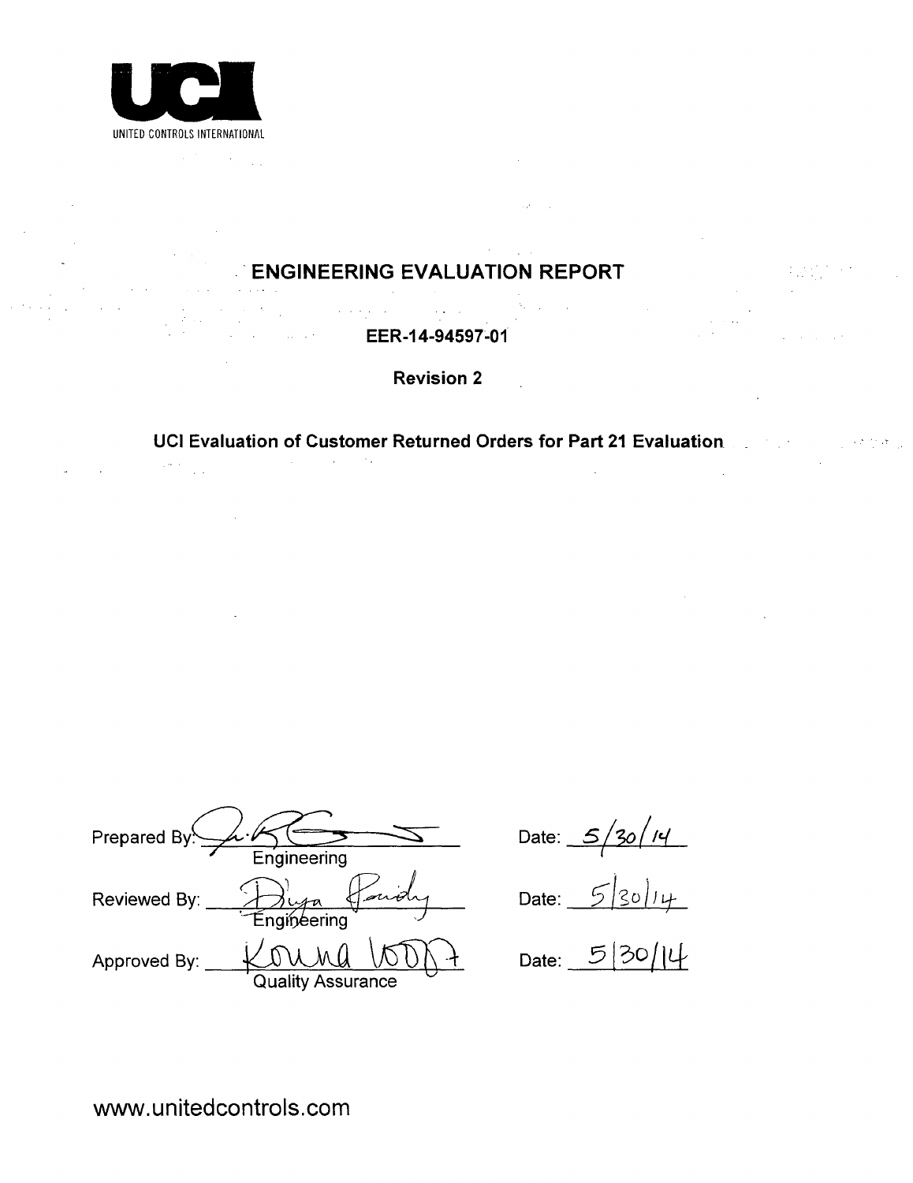UCI

UNITED CONTROLS INTERNATIONAL

# ENGINEERING EVALUATION REPORT

**EER-14-94597-01**

**Revision 2**

**UCI Evaluation of Customer Returned Orders for Part 21 Evaluation**

Prepared By: _[signature]_ Engineering — Date: 5/30/14

Reviewed By: _[signature]_ Engineering — Date: 5/30/14

Approved By: _[signature]_ Quality Assurance — Date: 5/30/14

www.unitedcontrols.com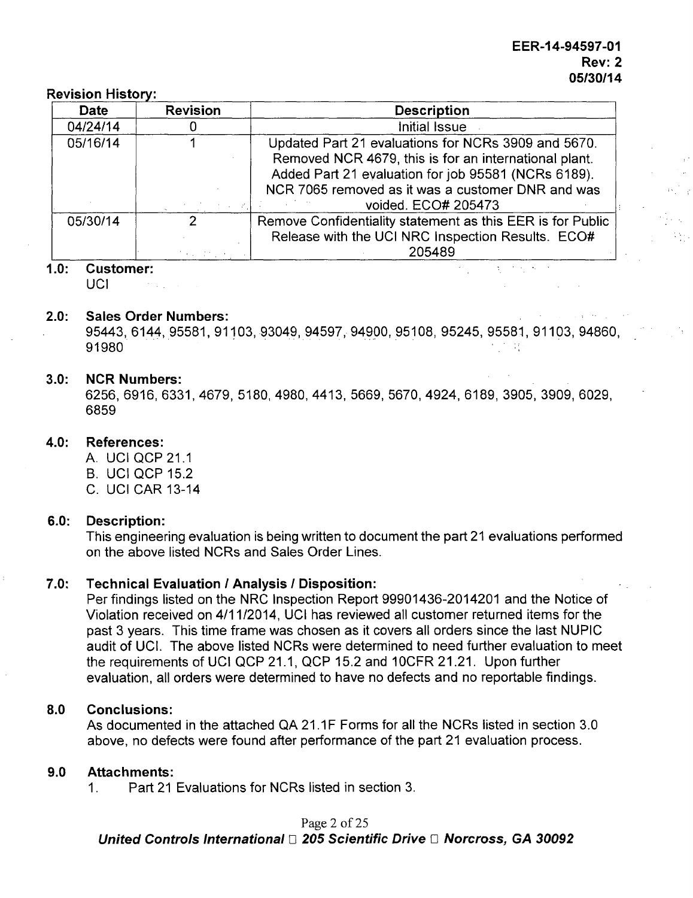EER-14-94597-01
Rev: 2
05/30/14

**Revision History:**

| Date | Revision | Description |
|---|---|---|
| 04/24/14 | 0 | Initial Issue |
| 05/16/14 | 1 | Updated Part 21 evaluations for NCRs 3909 and 5670. Removed NCR 4679, this is for an international plant. Added Part 21 evaluation for job 95581 (NCRs 6189). NCR 7065 removed as it was a customer DNR and was voided. ECO# 205473 |
| 05/30/14 | 2 | Remove Confidentiality statement as this EER is for Public Release with the UCI NRC Inspection Results. ECO# 205489 |

**1.0: Customer:**
UCI

**2.0: Sales Order Numbers:**
95443, 6144, 95581, 91103, 93049, 94597, 94900, 95108, 95245, 95581, 91103, 94860, 91980

**3.0: NCR Numbers:**
6256, 6916, 6331, 4679, 5180, 4980, 4413, 5669, 5670, 4924, 6189, 3905, 3909, 6029, 6859

**4.0: References:**

A. UCI QCP 21.1
B. UCI QCP 15.2
C. UCI CAR 13-14

**6.0: Description:**
This engineering evaluation is being written to document the part 21 evaluations performed on the above listed NCRs and Sales Order Lines.

**7.0: Technical Evaluation / Analysis / Disposition:**
Per findings listed on the NRC Inspection Report 99901436-2014201 and the Notice of Violation received on 4/11/2014, UCI has reviewed all customer returned items for the past 3 years. This time frame was chosen as it covers all orders since the last NUPIC audit of UCI. The above listed NCRs were determined to need further evaluation to meet the requirements of UCI QCP 21.1, QCP 15.2 and 10CFR 21.21. Upon further evaluation, all orders were determined to have no defects and no reportable findings.

**8.0 Conclusions:**
As documented in the attached QA 21.1F Forms for all the NCRs listed in section 3.0 above, no defects were found after performance of the part 21 evaluation process.

**9.0 Attachments:**

1. Part 21 Evaluations for NCRs listed in section 3.

***United Controls International □ 205 Scientific Drive □ Norcross, GA 30092***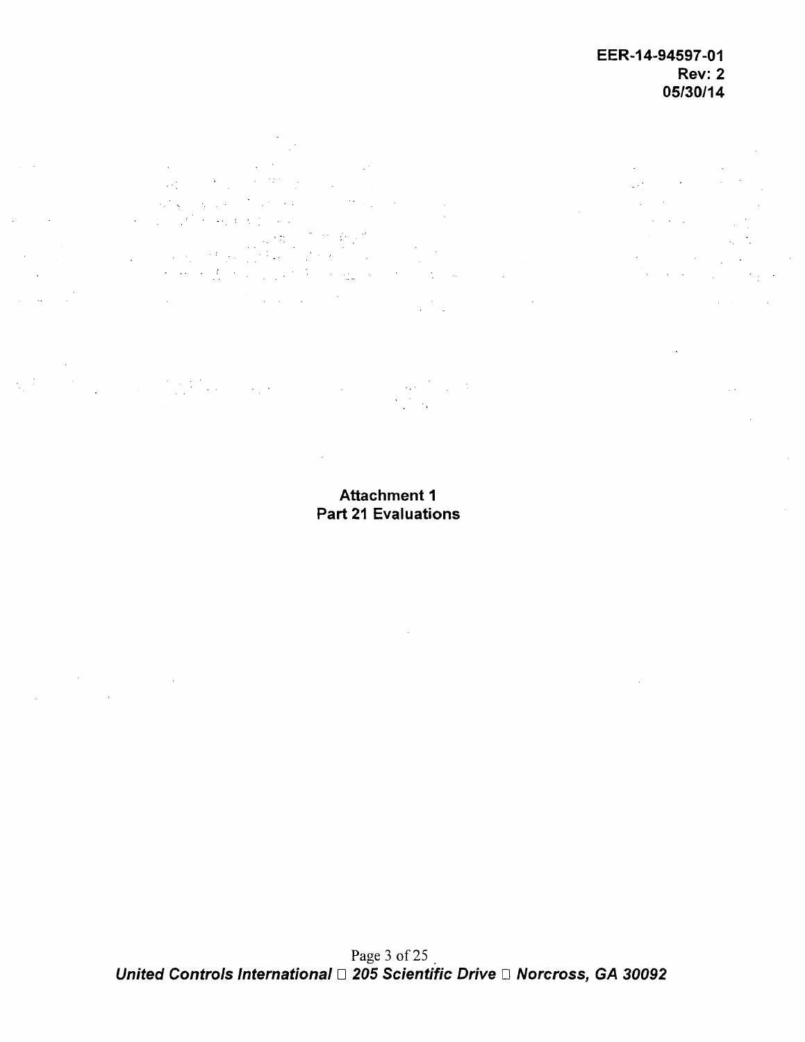## Attachment 1
## Part 21 Evaluations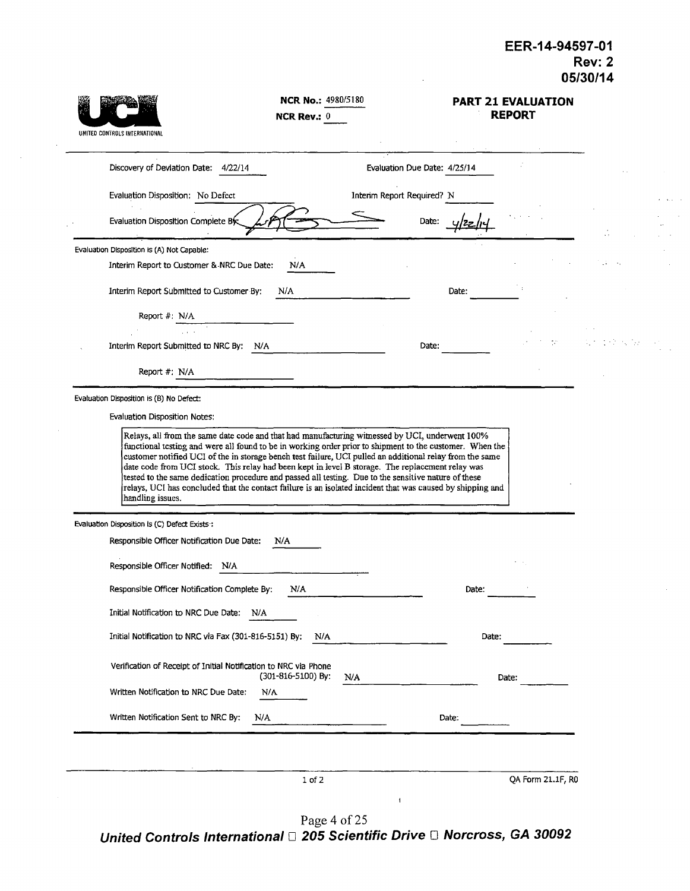EER-14-94597-01
Rev: 2
05/30/14

UNITED CONTROLS INTERNATIONAL

**NCR No.:** 4980/5180
**NCR Rev.:** 0

## PART 21 EVALUATION REPORT

Discovery of Deviation Date: 4/22/14 Evaluation Due Date: 4/25/14

Evaluation Disposition: No Defect Interim Report Required? N

Evaluation Disposition Complete By: [signature] Date: 4/22/14

---

Evaluation Disposition is (A) Not Capable:

Interim Report to Customer & NRC Due Date: N/A

Interim Report Submitted to Customer By: N/A Date:

Report #: N/A

Interim Report Submitted to NRC By: N/A Date:

Report #: N/A

---

Evaluation Disposition is (B) No Defect:

Evaluation Disposition Notes:

Relays, all from the same date code and that had manufacturing witnessed by UCI, underwent 100% functional testing and were all found to be in working order prior to shipment to the customer. When the customer notified UCI of the in storage bench test failure, UCI pulled an additional relay from the same date code from UCI stock. This relay had been kept in level B storage. The replacement relay was tested to the same dedication procedure and passed all testing. Due to the sensitive nature of these relays, UCI has concluded that the contact failure is an isolated incident that was caused by shipping and handling issues.

---

Evaluation Disposition is (C) Defect Exists:

Responsible Officer Notification Due Date: N/A

Responsible Officer Notified: N/A

Responsible Officer Notification Complete By: N/A Date:

Initial Notification to NRC Due Date: N/A

Initial Notification to NRC via Fax (301-816-5151) By: N/A Date:

Verification of Receipt of Initial Notification to NRC via Phone (301-816-5100) By: N/A Date:

Written Notification to NRC Due Date: N/A

Written Notification Sent to NRC By: N/A Date:

QA Form 21.1F, R0

*United Controls International □ 205 Scientific Drive □ Norcross, GA 30092*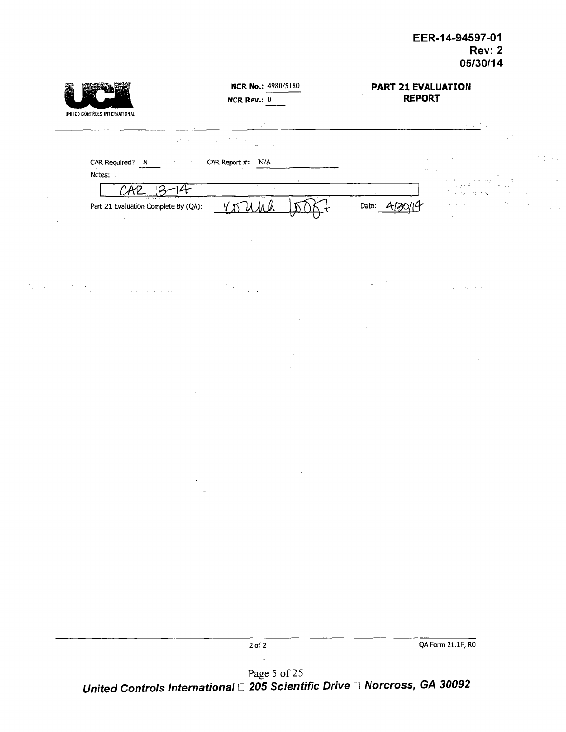EER-14-94597-01
Rev: 2
05/30/14

UNITED CONTROLS INTERNATIONAL

**NCR No.:** 4980/5180
**NCR Rev.:** 0

**PART 21 EVALUATION REPORT**

CAR Required? N CAR Report #: N/A

Notes:

CAR 13-14

Part 21 Evaluation Complete By (QA): [signature] Date: 4/30/14

QA Form 21.1F, R0

*United Controls International □ 205 Scientific Drive □ Norcross, GA 30092*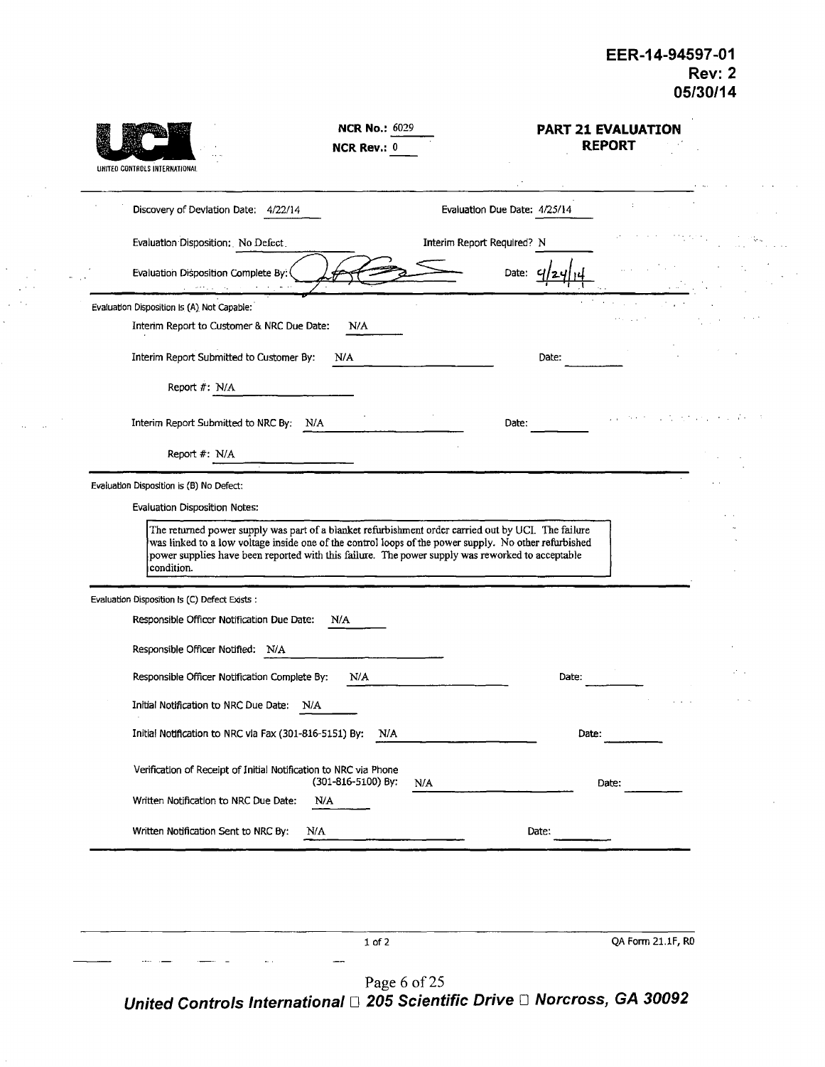EER-14-94597-01
Rev: 2
05/30/14

UNITED CONTROLS INTERNATIONAL

**NCR No.:** 6029
**NCR Rev.:** 0

## PART 21 EVALUATION REPORT

Discovery of Deviation Date: 4/22/14

Evaluation Due Date: 4/25/14

Evaluation Disposition: No Defect

Interim Report Required? N

Evaluation Disposition Complete By: [signature]

Date: 4/24/14

---

Evaluation Disposition is (A) Not Capable:

Interim Report to Customer & NRC Due Date: N/A

Interim Report Submitted to Customer By: N/A    Date:

Report #: N/A

Interim Report Submitted to NRC By: N/A    Date:

Report #: N/A

---

Evaluation Disposition is (B) No Defect:

Evaluation Disposition Notes:

The returned power supply was part of a blanket refurbishment order carried out by UCI. The failure was linked to a low voltage inside one of the control loops of the power supply. No other refurbished power supplies have been reported with this failure. The power supply was reworked to acceptable condition.

---

Evaluation Disposition is (C) Defect Exists :

Responsible Officer Notification Due Date: N/A

Responsible Officer Notified: N/A

Responsible Officer Notification Complete By: N/A    Date:

Initial Notification to NRC Due Date: N/A

Initial Notification to NRC via Fax (301-816-5151) By: N/A    Date:

Verification of Receipt of Initial Notification to NRC via Phone (301-816-5100) By: N/A    Date:

Written Notification to NRC Due Date: N/A

Written Notification Sent to NRC By: N/A    Date:

QA Form 21.1F, R0

*United Controls International □ 205 Scientific Drive □ Norcross, GA 30092*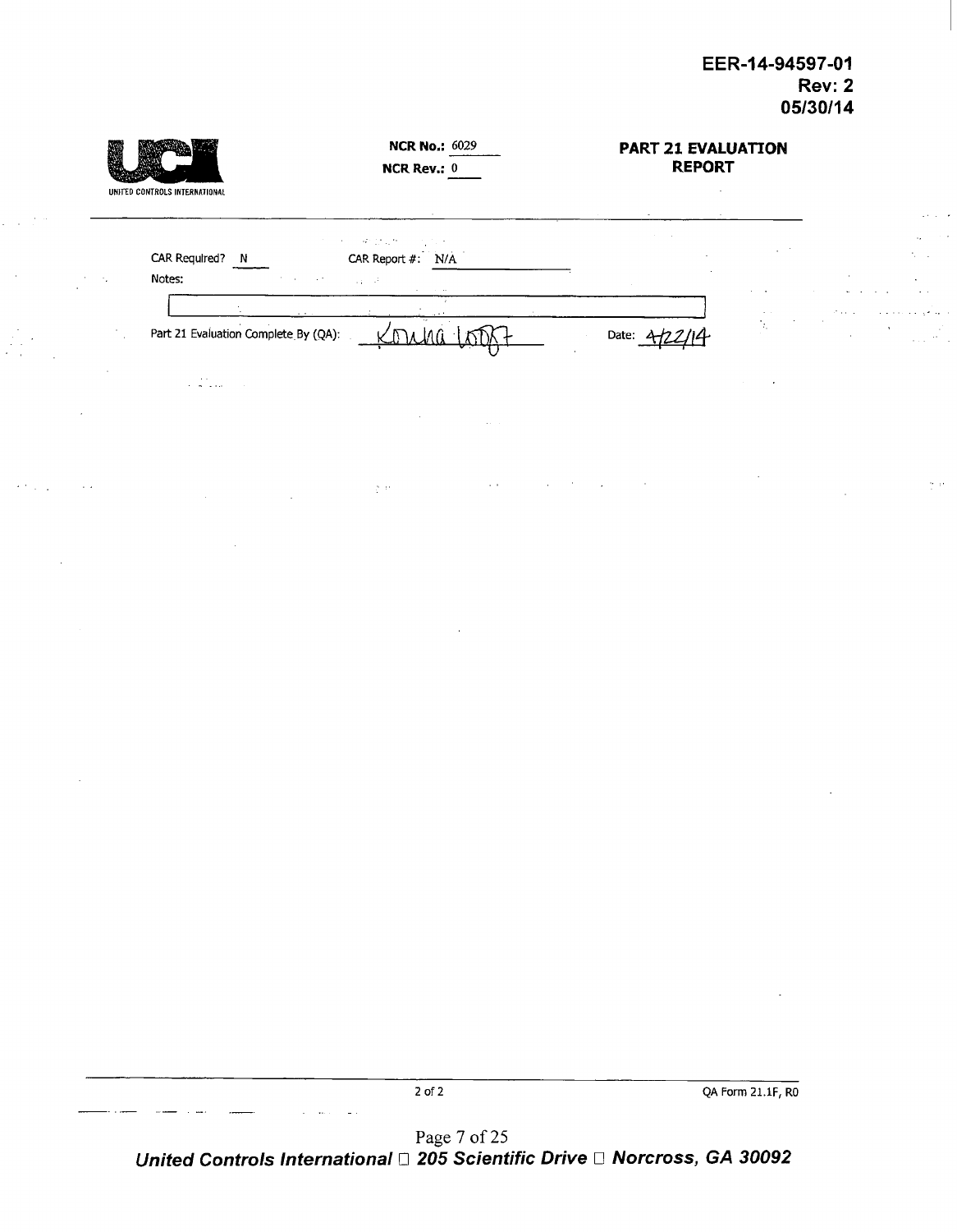EER-14-94597-01
Rev: 2
05/30/14

UNITED CONTROLS INTERNATIONAL

**NCR No.:** 6029
**NCR Rev.:** 0

**PART 21 EVALUATION REPORT**

CAR Required? N    CAR Report #: N/A

Notes:

Part 21 Evaluation Complete By (QA): Kouha Lott    Date: 4/22/14

QA Form 21.1F, R0

*United Controls International □ 205 Scientific Drive □ Norcross, GA 30092*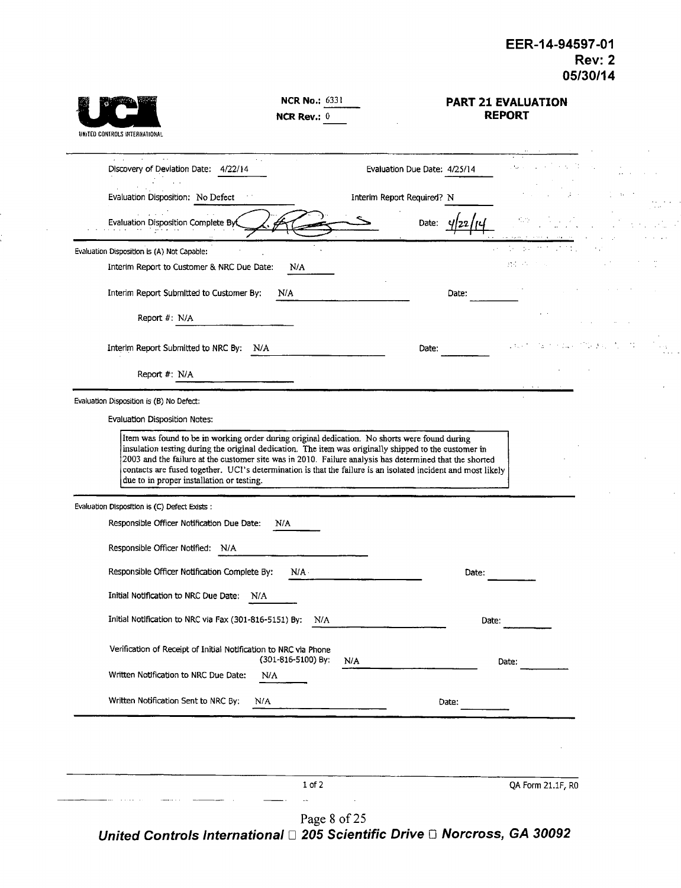EER-14-94597-01
Rev: 2
05/30/14

UNITED CONTROLS INTERNATIONAL

**NCR No.:** 6331
**NCR Rev.:** 0

## PART 21 EVALUATION REPORT

Discovery of Deviation Date: 4/22/14

Evaluation Due Date: 4/25/14

Evaluation Disposition: No Defect

Interim Report Required? N

Evaluation Disposition Complete By: [signature]

Date: 4/22/14

---

Evaluation Disposition is (A) Not Capable:

Interim Report to Customer & NRC Due Date: N/A

Interim Report Submitted to Customer By: N/A Date:

Report #: N/A

Interim Report Submitted to NRC By: N/A Date:

Report #: N/A

---

Evaluation Disposition is (B) No Defect:

Evaluation Disposition Notes:

Item was found to be in working order during original dedication. No shorts were found during insulation testing during the original dedication. The item was originally shipped to the customer in 2003 and the failure at the customer site was in 2010. Failure analysis has determined that the shorted contacts are fused together. UCI's determination is that the failure is an isolated incident and most likely due to in proper installation or testing.

---

Evaluation Disposition is (C) Defect Exists :

Responsible Officer Notification Due Date: N/A

Responsible Officer Notified: N/A

Responsible Officer Notification Complete By: N/A Date:

Initial Notification to NRC Due Date: N/A

Initial Notification to NRC via Fax (301-816-5151) By: N/A Date:

Verification of Receipt of Initial Notification to NRC via Phone (301-816-5100) By: N/A Date:

Written Notification to NRC Due Date: N/A

Written Notification Sent to NRC By: N/A Date:

QA Form 21.1F, R0

United Controls International □ 205 Scientific Drive □ Norcross, GA 30092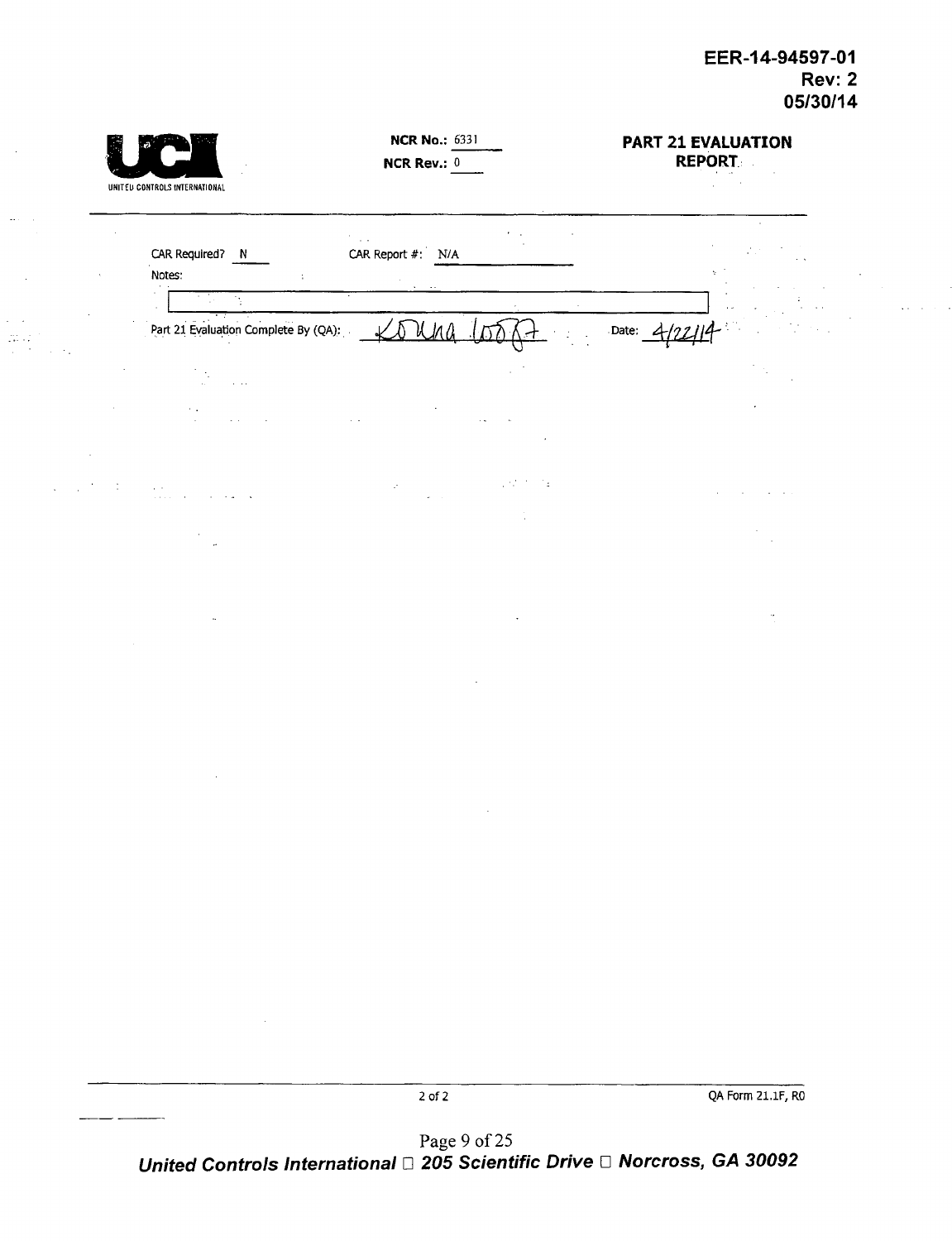EER-14-94597-01
Rev: 2
05/30/14

UNITED CONTROLS INTERNATIONAL

**NCR No.:** 6331
**NCR Rev.:** 0

**PART 21 EVALUATION REPORT**

CAR Required? N    CAR Report #: N/A

Notes:

Part 21 Evaluation Complete By (QA): Konna Loo??    Date: 4/22/14

QA Form 21.1F, R0

United Controls International □ 205 Scientific Drive □ Norcross, GA 30092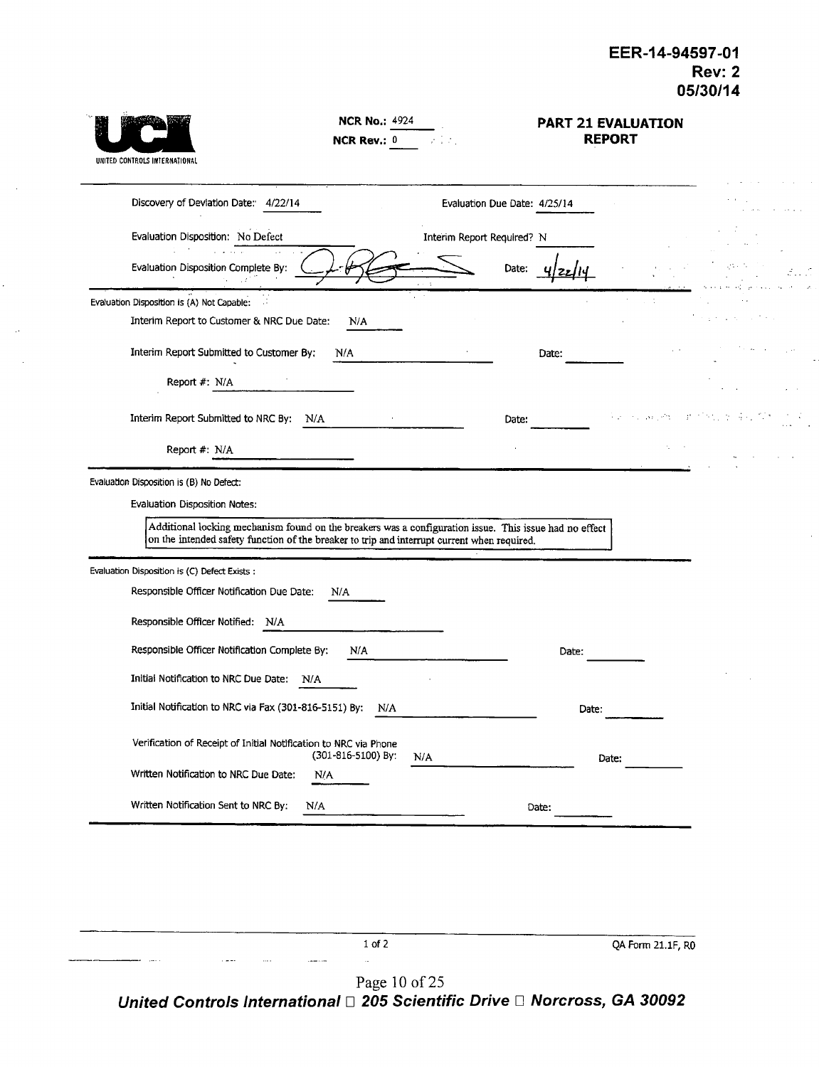**EER-14-94597-01**
**Rev: 2**
**05/30/14**

UNITED CONTROLS INTERNATIONAL

**NCR No.:** 4924
**NCR Rev.:** 0

## PART 21 EVALUATION REPORT

Discovery of Deviation Date: 4/22/14 Evaluation Due Date: 4/25/14

Evaluation Disposition: No Defect Interim Report Required? N

Evaluation Disposition Complete By: [signature] Date: 4/22/14

---

Evaluation Disposition is (A) Not Capable:

Interim Report to Customer & NRC Due Date: N/A

Interim Report Submitted to Customer By: N/A Date:

Report #: N/A

Interim Report Submitted to NRC By: N/A Date:

Report #: N/A

---

Evaluation Disposition is (B) No Defect:

Evaluation Disposition Notes:

> Additional locking mechanism found on the breakers was a configuration issue. This issue had no effect on the intended safety function of the breaker to trip and interrupt current when required.

---

Evaluation Disposition is (C) Defect Exists :

Responsible Officer Notification Due Date: N/A

Responsible Officer Notified: N/A

Responsible Officer Notification Complete By: N/A Date:

Initial Notification to NRC Due Date: N/A

Initial Notification to NRC via Fax (301-816-5151) By: N/A Date:

Verification of Receipt of Initial Notification to NRC via Phone (301-816-5100) By: N/A Date:

Written Notification to NRC Due Date: N/A

Written Notification Sent to NRC By: N/A Date:

---

1 of 2 QA Form 21.1F, R0

*United Controls International □ 205 Scientific Drive □ Norcross, GA 30092*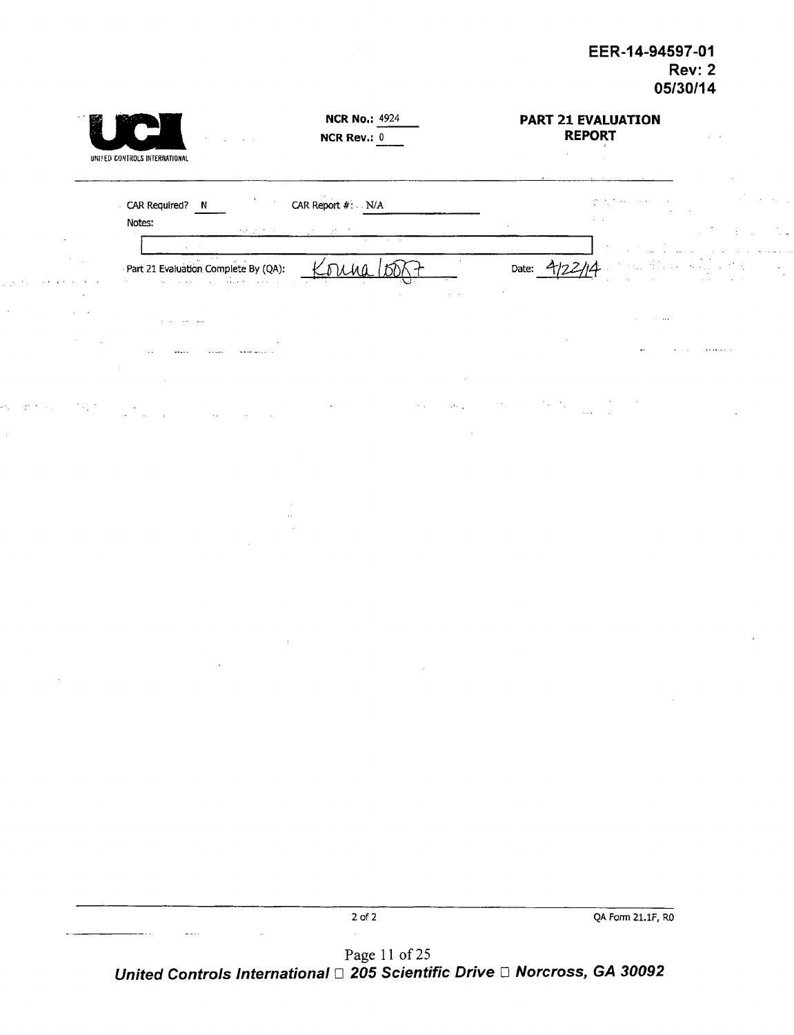EER-14-94597-01
Rev: 2
05/30/14

UNITED CONTROLS INTERNATIONAL

**NCR No.:** 4924
**NCR Rev.:** 0

**PART 21 EVALUATION REPORT**

CAR Required? N    CAR Report #: N/A

Notes:

Part 21 Evaluation Complete By (QA): Kouna [signature]    Date: 4/22/14

QA Form 21.1F, R0

*United Controls International ☐ 205 Scientific Drive ☐ Norcross, GA 30092*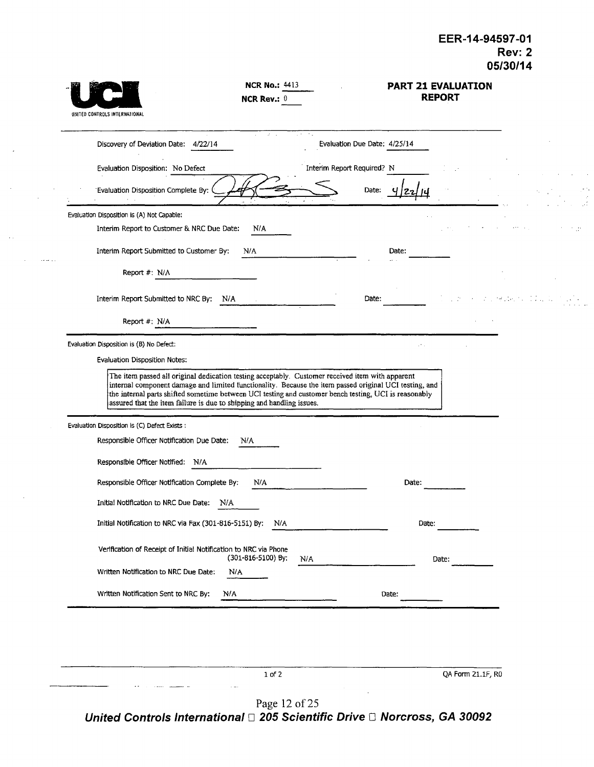EER-14-94597-01
Rev: 2
05/30/14

UNITED CONTROLS INTERNATIONAL

**NCR No.:** 4413
**NCR Rev.:** 0

**PART 21 EVALUATION REPORT**

Discovery of Deviation Date: 4/22/14 | Evaluation Due Date: 4/25/14

Evaluation Disposition: No Defect | Interim Report Required? N

Evaluation Disposition Complete By: [signature] | Date: 4/22/14

---

Evaluation Disposition is (A) Not Capable:

Interim Report to Customer & NRC Due Date: N/A

Interim Report Submitted to Customer By: N/A | Date:

Report #: N/A

Interim Report Submitted to NRC By: N/A | Date:

Report #: N/A

---

Evaluation Disposition is (B) No Defect:

Evaluation Disposition Notes:

The item passed all original dedication testing acceptably. Customer received item with apparent internal component damage and limited functionality. Because the item passed original UCI testing, and the internal parts shifted sometime between UCI testing and customer bench testing, UCI is reasonably assured that the item failure is due to shipping and handling issues.

---

Evaluation Disposition is (C) Defect Exists:

Responsible Officer Notification Due Date: N/A

Responsible Officer Notified: N/A

Responsible Officer Notification Complete By: N/A | Date:

Initial Notification to NRC Due Date: N/A

Initial Notification to NRC via Fax (301-816-5151) By: N/A | Date:

Verification of Receipt of Initial Notification to NRC via Phone (301-816-5100) By: N/A | Date:

Written Notification to NRC Due Date: N/A

Written Notification Sent to NRC By: N/A | Date:

QA Form 21.1F, R0

United Controls International □ 205 Scientific Drive □ Norcross, GA 30092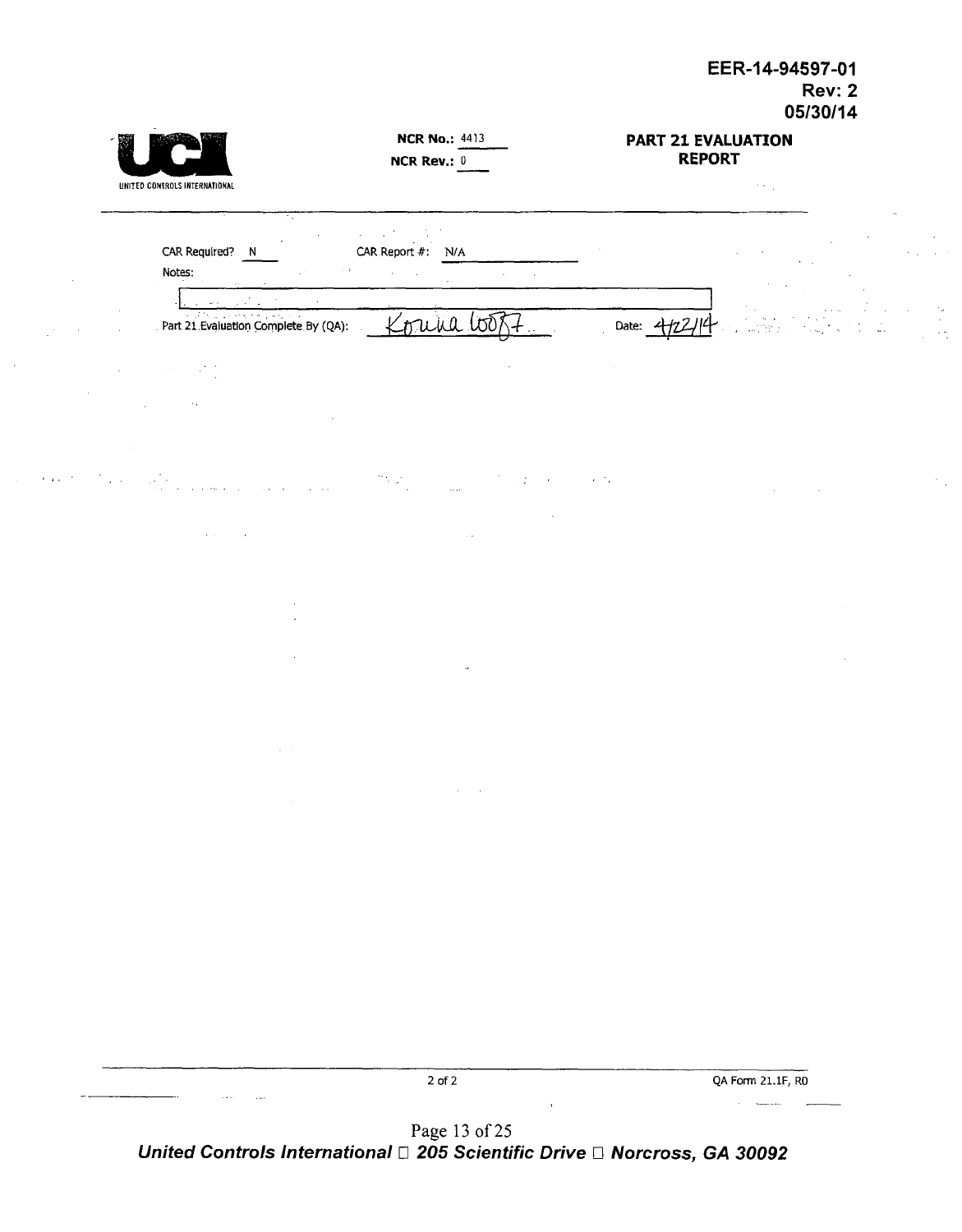EER-14-94597-01
Rev: 2
05/30/14

UNITED CONTROLS INTERNATIONAL

**NCR No.:** 4413
**NCR Rev.:** 0

**PART 21 EVALUATION REPORT**

CAR Required? N     CAR Report #: N/A

Notes:

Part 21 Evaluation Complete By (QA): Karina Loo?7     Date: 4/22/14

QA Form 21.1F, R0

United Controls International □ 205 Scientific Drive □ Norcross, GA 30092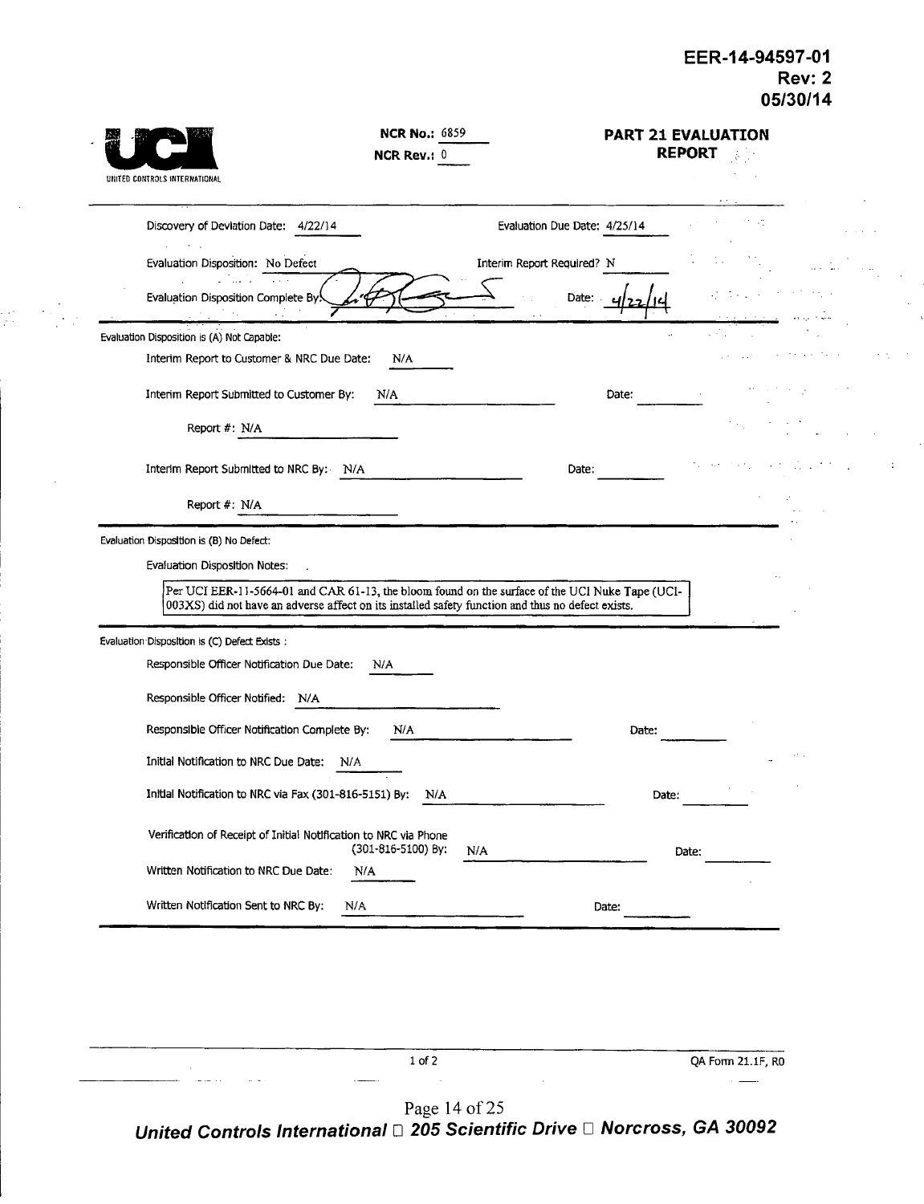EER-14-94597-01
Rev: 2
05/30/14

UCI
UNITED CONTROLS INTERNATIONAL

**NCR No.:** 6859
**NCR Rev.:** 0

## PART 21 EVALUATION REPORT

Discovery of Deviation Date: 4/22/14 Evaluation Due Date: 4/25/14

Evaluation Disposition: No Defect Interim Report Required? N

Evaluation Disposition Complete By: [signature] Date: 4/22/14

---

Evaluation Disposition is (A) Not Capable:

Interim Report to Customer & NRC Due Date: N/A

Interim Report Submitted to Customer By: N/A Date:

Report #: N/A

Interim Report Submitted to NRC By: N/A Date:

Report #: N/A

---

Evaluation Disposition is (B) No Defect:

Evaluation Disposition Notes:

Per UCI EER-11-5664-01 and CAR 61-13, the bloom found on the surface of the UCI Nuke Tape (UCI-003XS) did not have an adverse affect on its installed safety function and thus no defect exists.

---

Evaluation Disposition is (C) Defect Exists :

Responsible Officer Notification Due Date: N/A

Responsible Officer Notified: N/A

Responsible Officer Notification Complete By: N/A Date:

Initial Notification to NRC Due Date: N/A

Initial Notification to NRC via Fax (301-816-5151) By: N/A Date:

Verification of Receipt of Initial Notification to NRC via Phone (301-816-5100) By: N/A Date:

Written Notification to NRC Due Date: N/A

Written Notification Sent to NRC By: N/A Date:

QA Form 21.1F, R0

United Controls International □ 205 Scientific Drive □ Norcross, GA 30092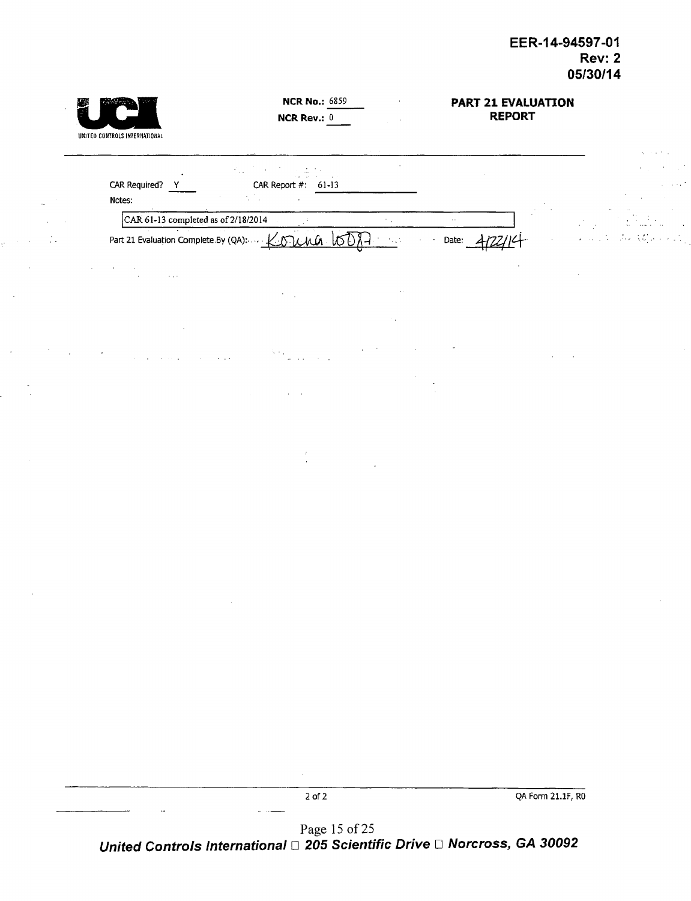EER-14-94597-01
Rev: 2
05/30/14

UNITED CONTROLS INTERNATIONAL

**NCR No.:** 6859
**NCR Rev.:** 0

**PART 21 EVALUATION REPORT**

---

CAR Required? Y    CAR Report #: 61-13

Notes:

CAR 61-13 completed as of 2/18/2014

Part 21 Evaluation Complete By (QA): Konna 6087    Date: 4/22/14

QA Form 21.1F, R0

United Controls International □ 205 Scientific Drive □ Norcross, GA 30092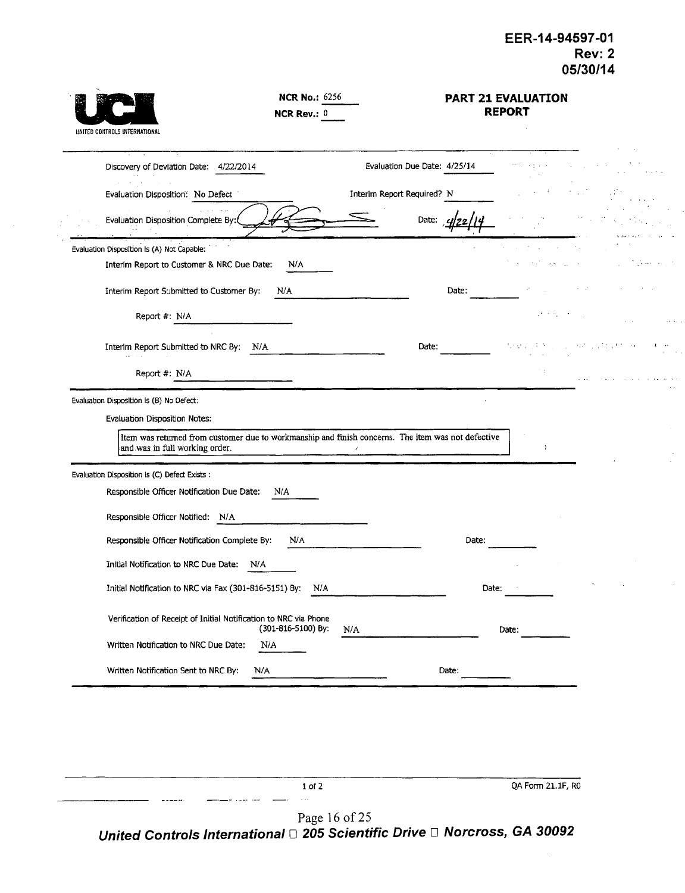EER-14-94597-01
Rev: 2
05/30/14

UNITED CONTROLS INTERNATIONAL

**NCR No.:** 6256
**NCR Rev.:** 0

## PART 21 EVALUATION REPORT

Discovery of Deviation Date: 4/22/2014

Evaluation Due Date: 4/25/14

Evaluation Disposition: No Defect

Interim Report Required? N

Evaluation Disposition Complete By: [signature]

Date: 4/22/14

Evaluation Disposition Is (A) Not Capable:

Interim Report to Customer & NRC Due Date: N/A

Interim Report Submitted to Customer By: N/A

Date:

Report #: N/A

Interim Report Submitted to NRC By: N/A

Date:

Report #: N/A

Evaluation Disposition Is (B) No Defect:

Evaluation Disposition Notes:

Item was returned from customer due to workmanship and finish concerns. The item was not defective and was in full working order.

Evaluation Disposition Is (C) Defect Exists :

Responsible Officer Notification Due Date: N/A

Responsible Officer Notified: N/A

Responsible Officer Notification Complete By: N/A

Date:

Initial Notification to NRC Due Date: N/A

Initial Notification to NRC via Fax (301-816-5151) By: N/A

Date:

Verification of Receipt of Initial Notification to NRC via Phone (301-816-5100) By: N/A

Date:

Written Notification to NRC Due Date: N/A

Written Notification Sent to NRC By: N/A

Date:

QA Form 21.1F, R0

United Controls International □ 205 Scientific Drive □ Norcross, GA 30092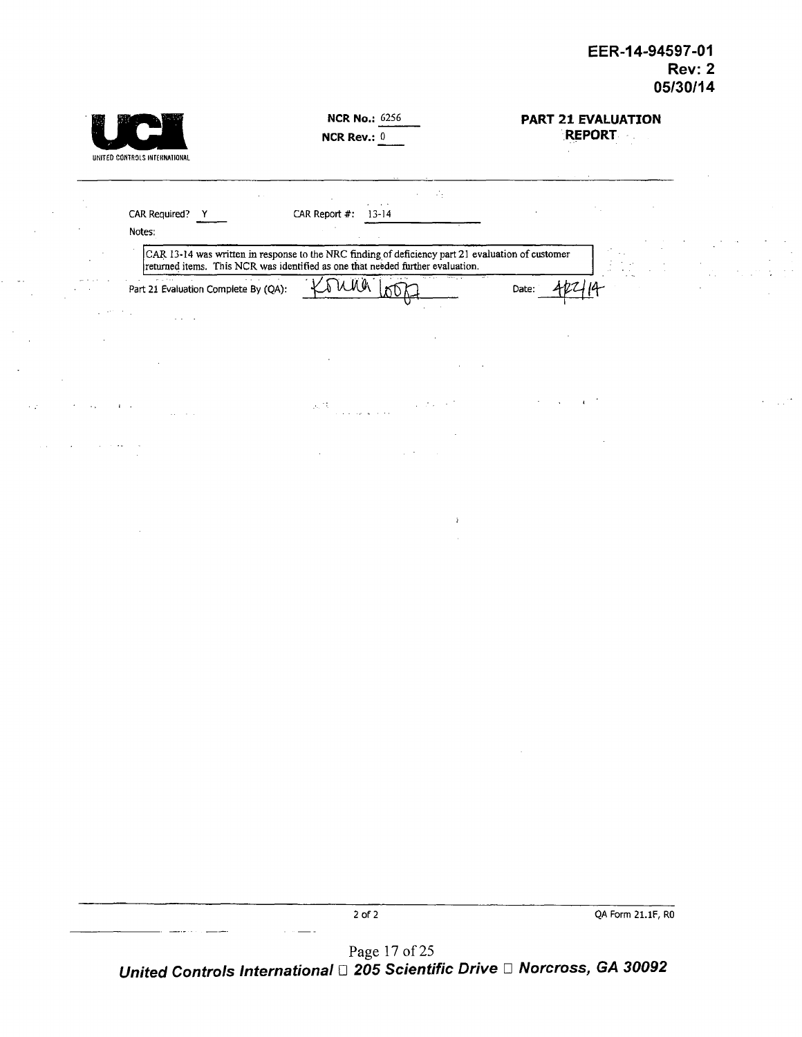EER-14-94597-01
Rev: 2
05/30/14

UNITED CONTROLS INTERNATIONAL

**NCR No.:** 6256
**NCR Rev.:** 0

**PART 21 EVALUATION REPORT**

CAR Required? Y  CAR Report #: 13-14

Notes:

CAR 13-14 was written in response to the NRC finding of deficiency part 21 evaluation of customer returned items. This NCR was identified as one that needed further evaluation.

Part 21 Evaluation Complete By (QA): K Dunn [signature]  Date: 4/2/14

QA Form 21.1F, R0

United Controls International □ 205 Scientific Drive □ Norcross, GA 30092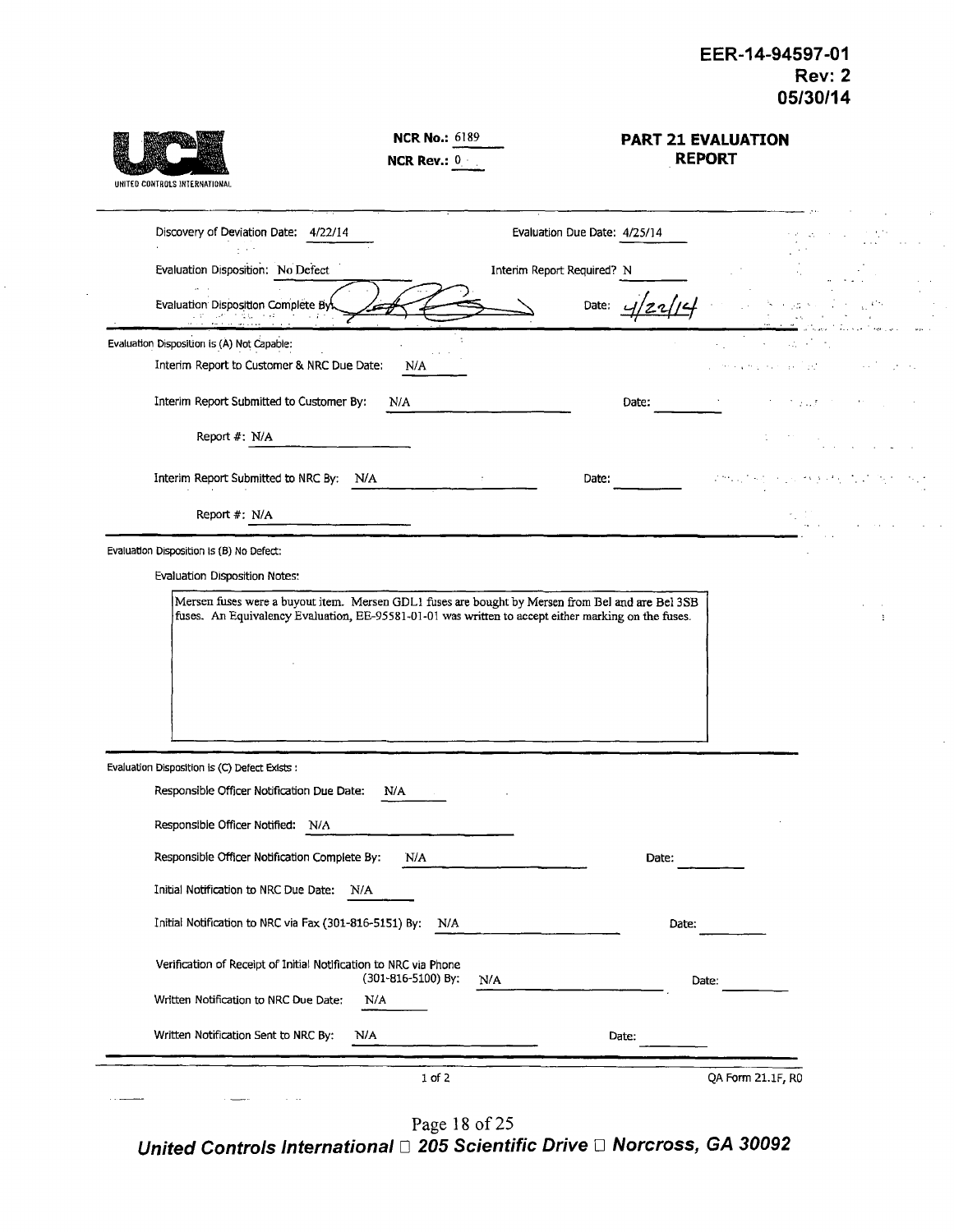EER-14-94597-01
Rev: 2
05/30/14

UNITED CONTROLS INTERNATIONAL

**NCR No.:** 6189
**NCR Rev.:** 0

## PART 21 EVALUATION REPORT

Discovery of Deviation Date: 4/22/14 &nbsp;&nbsp;&nbsp;&nbsp; Evaluation Due Date: 4/25/14

Evaluation Disposition: No Defect &nbsp;&nbsp;&nbsp;&nbsp; Interim Report Required? N

Evaluation Disposition Complete By: [signature] &nbsp;&nbsp;&nbsp;&nbsp; Date: 4/22/14

---

Evaluation Disposition is (A) Not Capable:

Interim Report to Customer & NRC Due Date: N/A

Interim Report Submitted to Customer By: N/A &nbsp;&nbsp;&nbsp;&nbsp; Date:

Report #: N/A

Interim Report Submitted to NRC By: N/A &nbsp;&nbsp;&nbsp;&nbsp; Date:

Report #: N/A

---

Evaluation Disposition is (B) No Defect:

Evaluation Disposition Notes:

> Mersen fuses were a buyout item. Mersen GDL1 fuses are bought by Mersen from Bel and are Bel 3SB fuses. An Equivalency Evaluation, EE-95581-01-01 was written to accept either marking on the fuses.

---

Evaluation Disposition is (C) Defect Exists :

Responsible Officer Notification Due Date: N/A

Responsible Officer Notified: N/A

Responsible Officer Notification Complete By: N/A &nbsp;&nbsp;&nbsp;&nbsp; Date:

Initial Notification to NRC Due Date: N/A

Initial Notification to NRC via Fax (301-816-5151) By: N/A &nbsp;&nbsp;&nbsp;&nbsp; Date:

Verification of Receipt of Initial Notification to NRC via Phone (301-816-5100) By: N/A &nbsp;&nbsp;&nbsp;&nbsp; Date:

Written Notification to NRC Due Date: N/A

Written Notification Sent to NRC By: N/A &nbsp;&nbsp;&nbsp;&nbsp; Date:

QA Form 21.1F, R0

*United Controls International ◻ 205 Scientific Drive ◻ Norcross, GA 30092*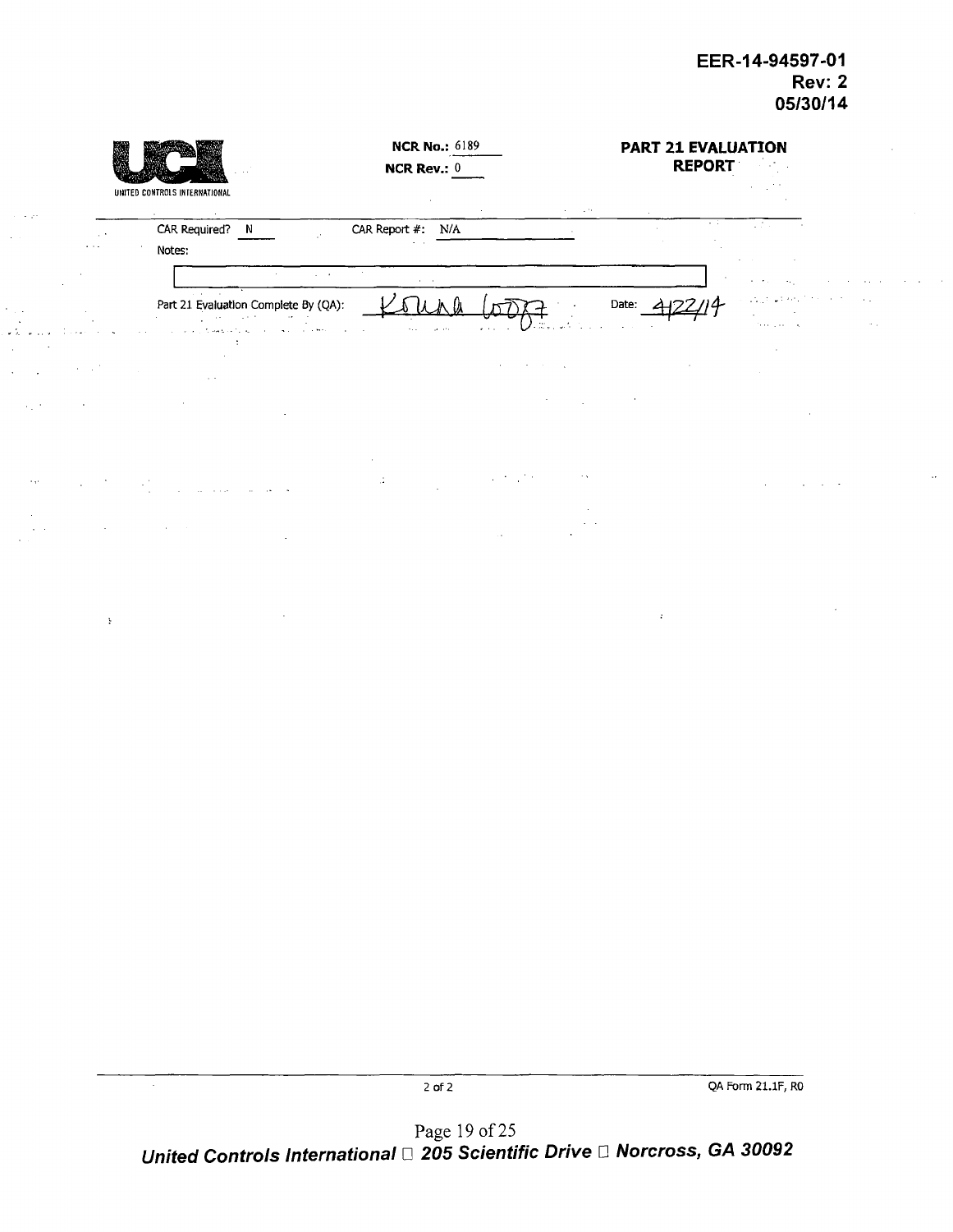EER-14-94597-01
Rev: 2
05/30/14

UNITED CONTROLS INTERNATIONAL

**NCR No.:** 6189
**NCR Rev.:** 0

**PART 21 EVALUATION REPORT**

CAR Required? N

CAR Report #: N/A

Notes:

Part 21 Evaluation Complete By (QA): Krina 60087 Date: 4/22/14

QA Form 21.1F, R0

*United Controls International □ 205 Scientific Drive □ Norcross, GA 30092*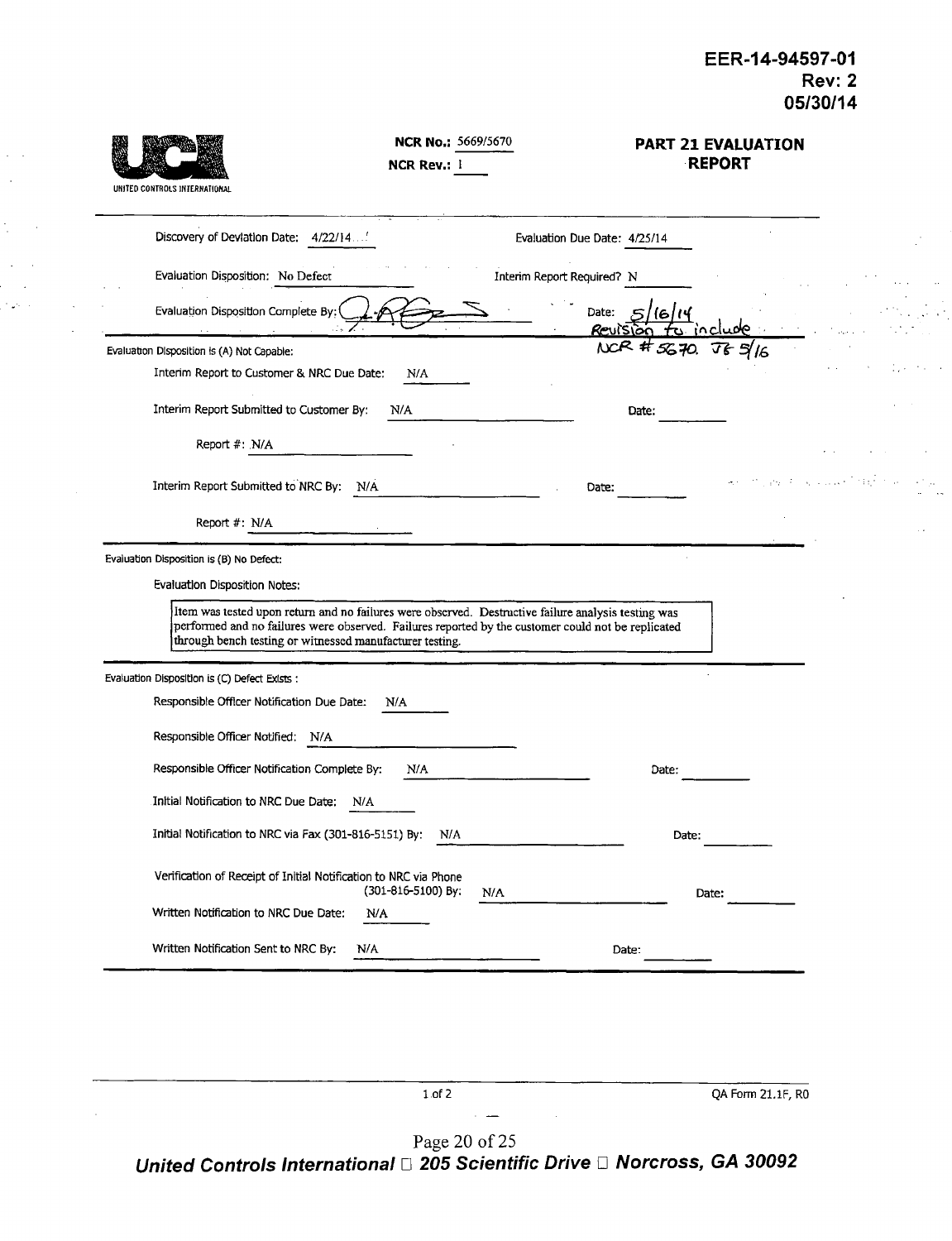EER-14-94597-01
Rev: 2
05/30/14

UNITED CONTROLS INTERNATIONAL

**NCR No.:** 5669/5670
**NCR Rev.:** 1

## PART 21 EVALUATION REPORT

Discovery of Deviation Date: 4/22/14

Evaluation Due Date: 4/25/14

Evaluation Disposition: No Defect

Interim Report Required? N

Evaluation Disposition Complete By: [signature]

Date: 5/16/14 Revision to include NCR # 5670. JG 5/16

Evaluation Disposition is (A) Not Capable:

Interim Report to Customer & NRC Due Date: N/A

Interim Report Submitted to Customer By: N/A Date:

Report #: N/A

Interim Report Submitted to NRC By: N/A Date:

Report #: N/A

Evaluation Disposition is (B) No Defect:

Evaluation Disposition Notes:

Item was tested upon return and no failures were observed. Destructive failure analysis testing was performed and no failures were observed. Failures reported by the customer could not be replicated through bench testing or witnessed manufacturer testing.

Evaluation Disposition is (C) Defect Exists :

Responsible Officer Notification Due Date: N/A

Responsible Officer Notified: N/A

Responsible Officer Notification Complete By: N/A Date:

Initial Notification to NRC Due Date: N/A

Initial Notification to NRC via Fax (301-816-5151) By: N/A Date:

Verification of Receipt of Initial Notification to NRC via Phone (301-816-5100) By: N/A Date:

Written Notification to NRC Due Date: N/A

Written Notification Sent to NRC By: N/A Date:

QA Form 21.1F, R0

*United Controls International □ 205 Scientific Drive □ Norcross, GA 30092*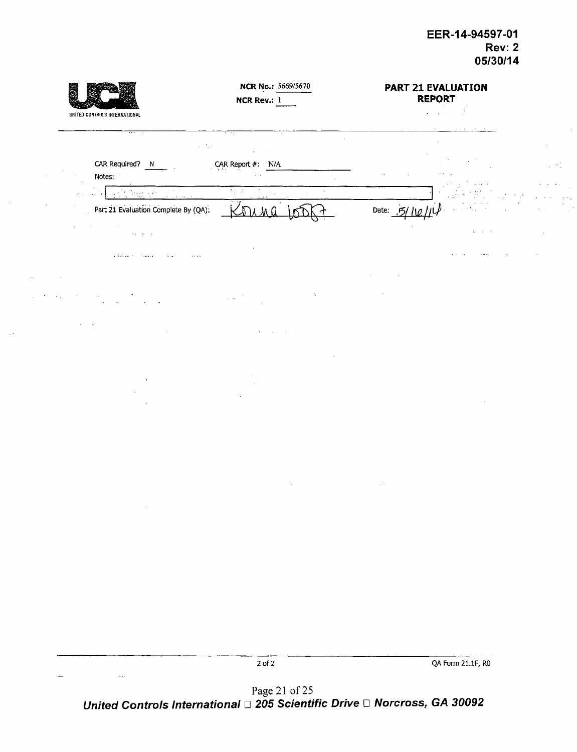**EER-14-94597-01**
**Rev: 2**
**05/30/14**

UNITED CONTROLS INTERNATIONAL

**NCR No.:** 5669/5670
**NCR Rev.:** 1

**PART 21 EVALUATION REPORT**

CAR Required? N    CAR Report #: N/A

Notes:

Part 21 Evaluation Complete By (QA): Karna [signature]    Date: 5/16/14

QA Form 21.1F, R0

United Controls International □ 205 Scientific Drive □ Norcross, GA 30092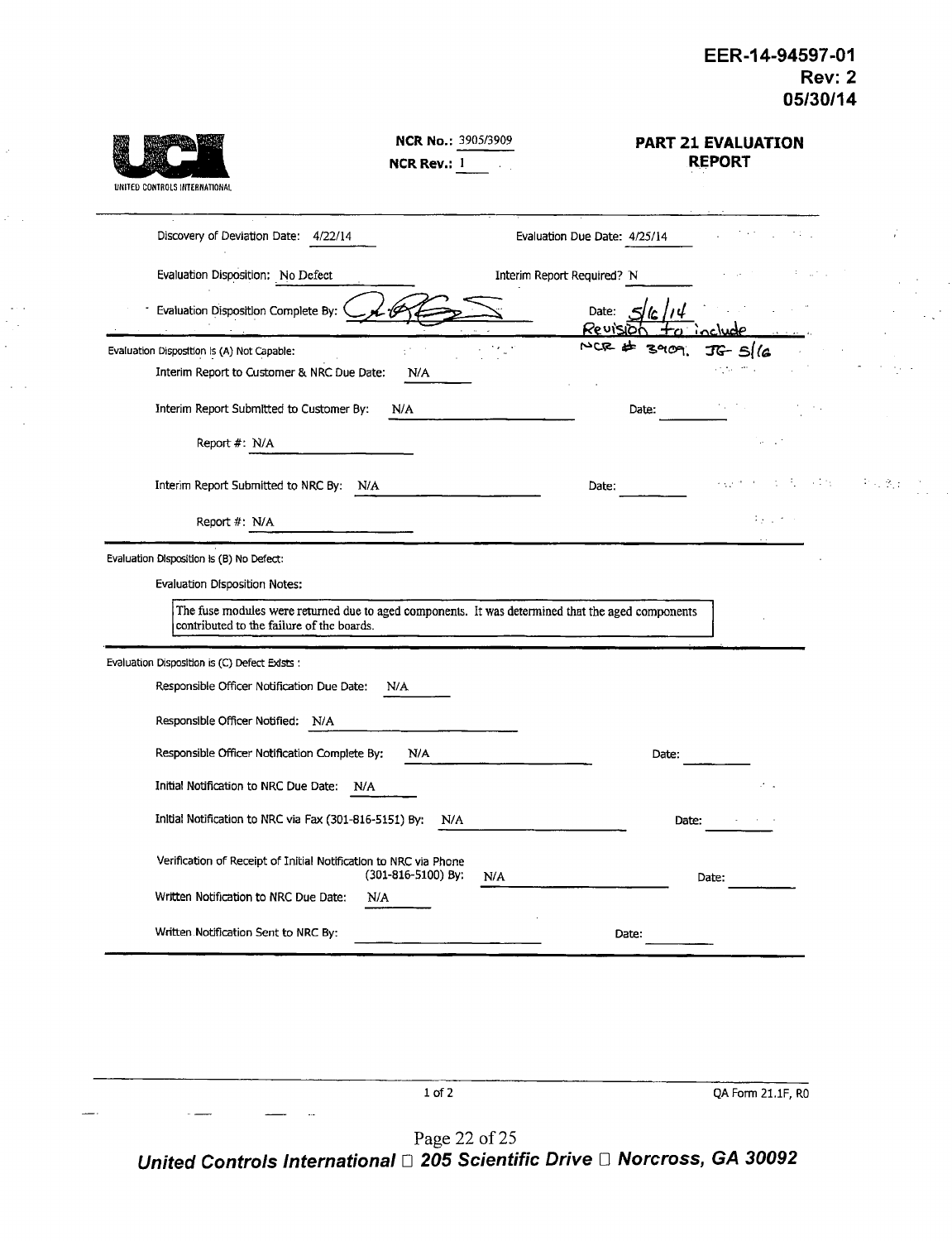**EER-14-94597-01**
**Rev: 2**
**05/30/14**

UNITED CONTROLS INTERNATIONAL

**NCR No.:** 3905/3909
**NCR Rev.:** 1

## PART 21 EVALUATION REPORT

Discovery of Deviation Date: 4/22/14 | Evaluation Due Date: 4/25/14

Evaluation Disposition: No Defect | Interim Report Required? N

Evaluation Disposition Complete By: [signature] | Date: 5/6/14 Revision to include NCR # 3909. JG 5/6

---

Evaluation Disposition is (A) Not Capable:

Interim Report to Customer & NRC Due Date: N/A

Interim Report Submitted to Customer By: N/A | Date:

Report #: N/A

Interim Report Submitted to NRC By: N/A | Date:

Report #: N/A

---

Evaluation Disposition is (B) No Defect:

Evaluation Disposition Notes:

> The fuse modules were returned due to aged components. It was determined that the aged components contributed to the failure of the boards.

---

Evaluation Disposition is (C) Defect Exists :

Responsible Officer Notification Due Date: N/A

Responsible Officer Notified: N/A

Responsible Officer Notification Complete By: N/A | Date:

Initial Notification to NRC Due Date: N/A

Initial Notification to NRC via Fax (301-816-5151) By: N/A | Date:

Verification of Receipt of Initial Notification to NRC via Phone (301-816-5100) By: N/A | Date:

Written Notification to NRC Due Date: N/A

Written Notification Sent to NRC By: | Date:

---

QA Form 21.1F, R0

United Controls International □ 205 Scientific Drive □ Norcross, GA 30092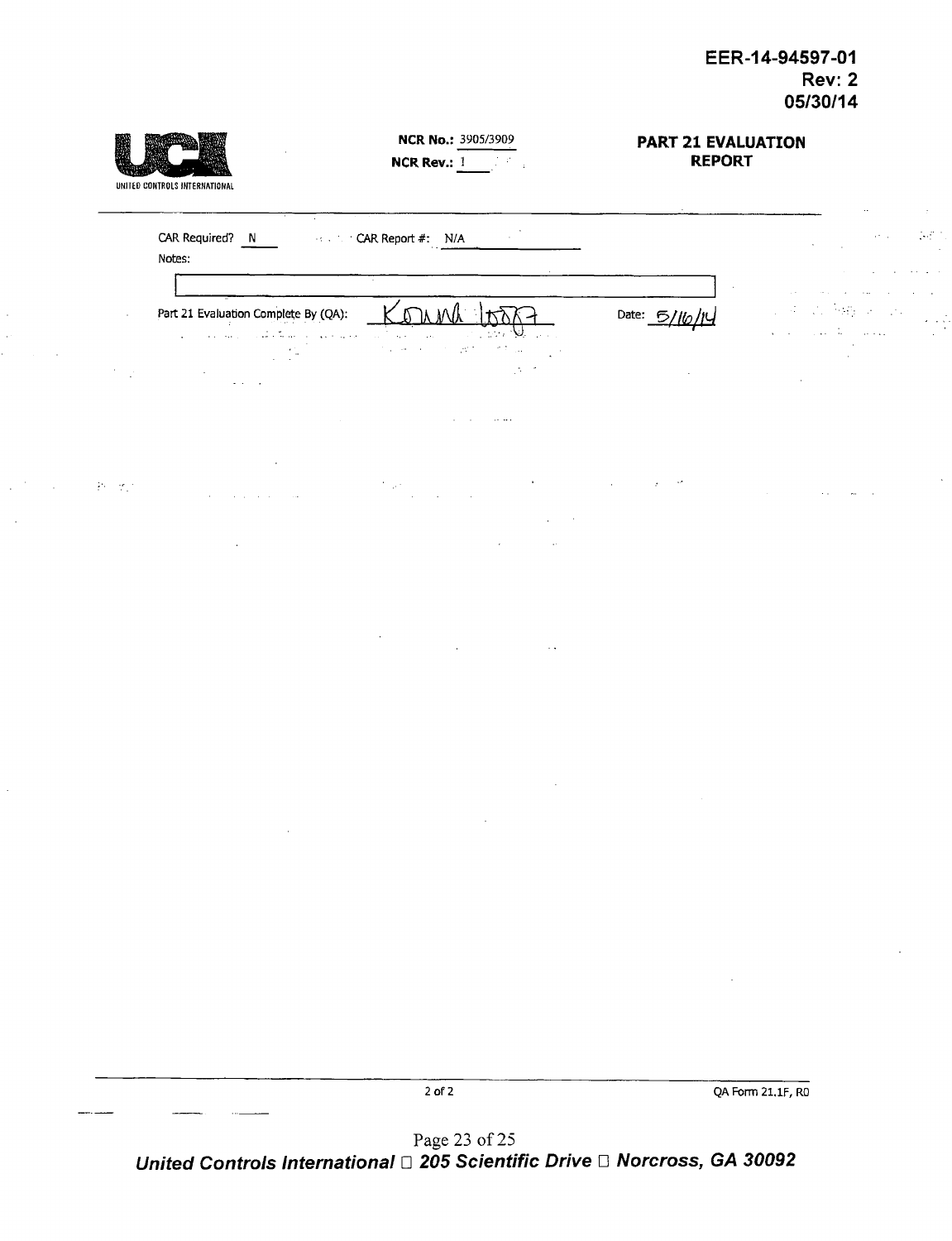EER-14-94597-01
Rev: 2
05/30/14

UNITED CONTROLS INTERNATIONAL

**NCR No.:** 3905/3909
**NCR Rev.:** 1

**PART 21 EVALUATION REPORT**

CAR Required? N CAR Report #: N/A

Notes:

Part 21 Evaluation Complete By (QA): Konna Loog Date: 5/16/14

QA Form 21.1F, R0

United Controls International □ 205 Scientific Drive □ Norcross, GA 30092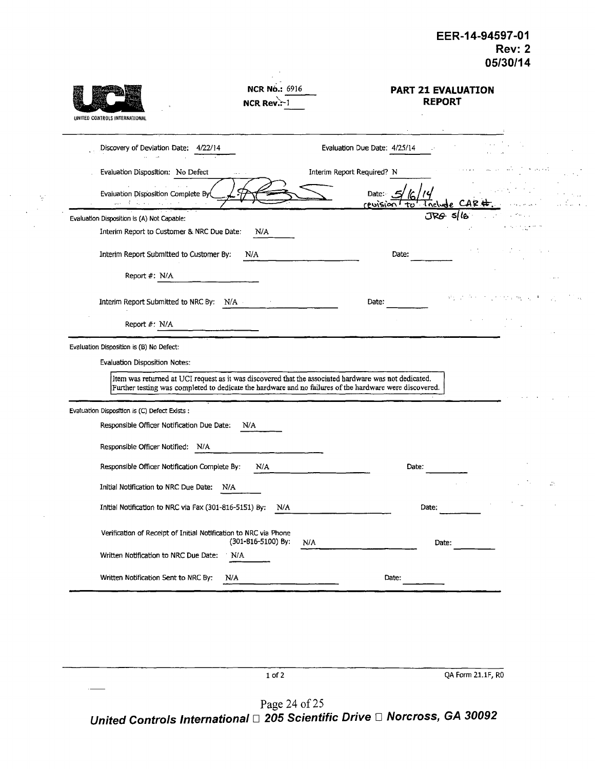EER-14-94597-01
Rev: 2
05/30/14

UNITED CONTROLS INTERNATIONAL

NCR No.: 6916
NCR Rev.: 1

## PART 21 EVALUATION REPORT

Discovery of Deviation Date: 4/22/14 Evaluation Due Date: 4/25/14

Evaluation Disposition: No Defect Interim Report Required? N

Evaluation Disposition Complete By: [signature] Date: 5/16/14
revision to include CAR #. JRG 5/16

---

Evaluation Disposition is (A) Not Capable:

Interim Report to Customer & NRC Due Date: N/A

Interim Report Submitted to Customer By: N/A Date:

Report #: N/A

Interim Report Submitted to NRC By: N/A Date:

Report #: N/A

---

Evaluation Disposition is (B) No Defect:

Evaluation Disposition Notes:

Item was returned at UCI request as it was discovered that the associated hardware was not dedicated. Further testing was completed to dedicate the hardware and no failures of the hardware were discovered.

---

Evaluation Disposition is (C) Defect Exists :

Responsible Officer Notification Due Date: N/A

Responsible Officer Notified: N/A

Responsible Officer Notification Complete By: N/A Date:

Initial Notification to NRC Due Date: N/A

Initial Notification to NRC via Fax (301-816-5151) By: N/A Date:

Verification of Receipt of Initial Notification to NRC via Phone (301-816-5100) By: N/A Date:

Written Notification to NRC Due Date: N/A

Written Notification Sent to NRC By: N/A Date:

QA Form 21.1F, R0

*United Controls International ☐ 205 Scientific Drive ☐ Norcross, GA 30092*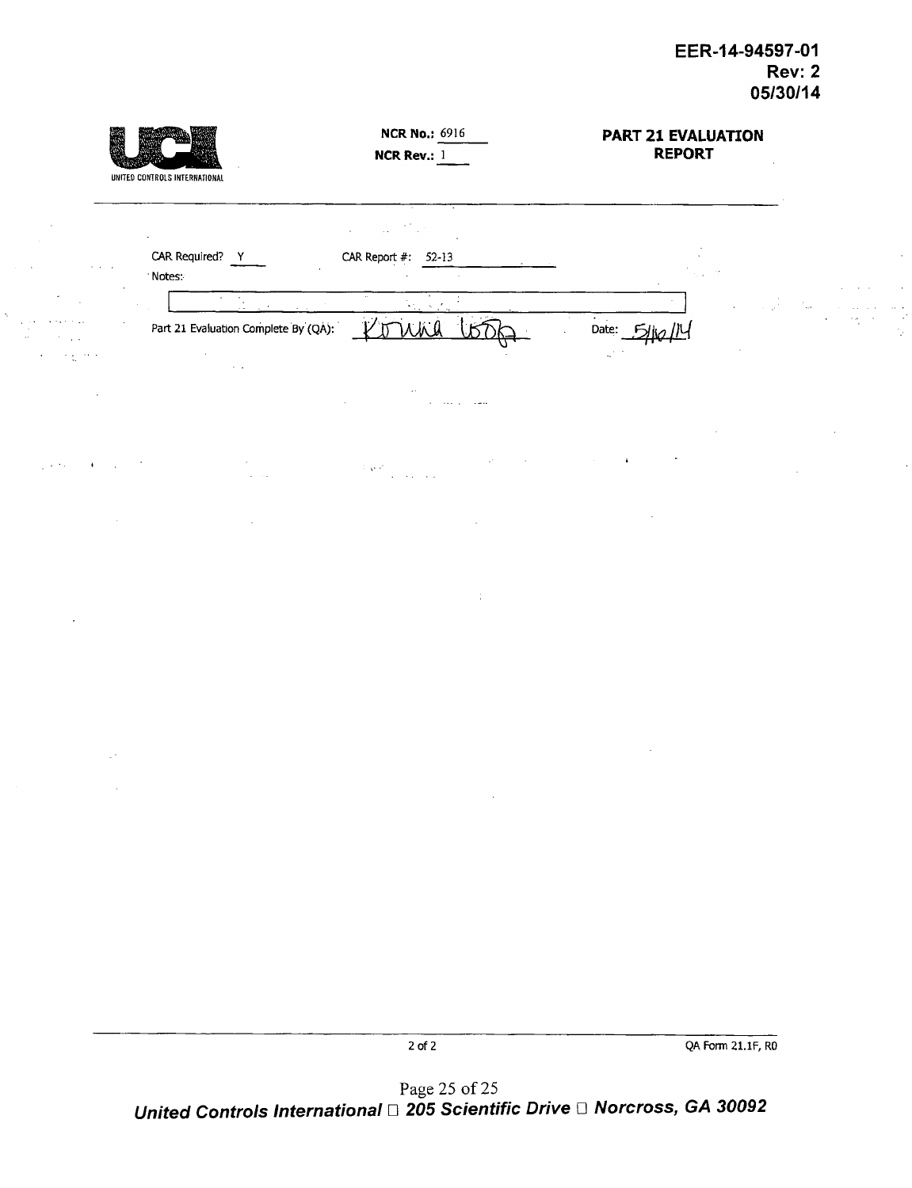EER-14-94597-01
Rev: 2
05/30/14

UNITED CONTROLS INTERNATIONAL

**NCR No.:** 6916
**NCR Rev.:** 1

**PART 21 EVALUATION REPORT**

CAR Required? Y CAR Report #: 52-13

Notes:

Part 21 Evaluation Complete By (QA): Kriwia Lobb Date: 5/16/14

QA Form 21.1F, R0

*United Controls International □ 205 Scientific Drive □ Norcross, GA 30092*